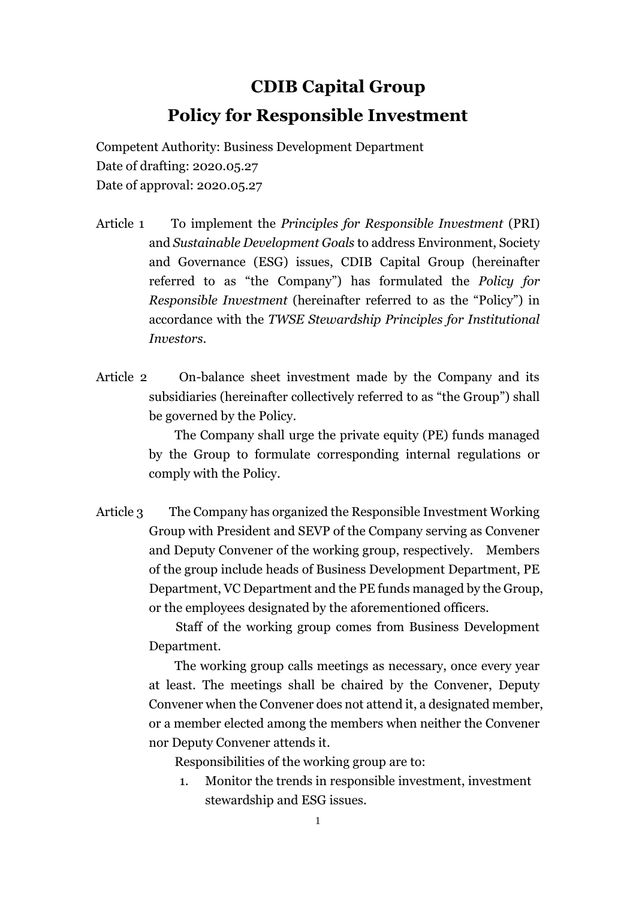# CDIB Capital Group
# Policy for Responsible Investment

Competent Authority: Business Development Department
Date of drafting: 2020.05.27
Date of approval: 2020.05.27

Article 1 To implement the *Principles for Responsible Investment* (PRI) and *Sustainable Development Goals* to address Environment, Society and Governance (ESG) issues, CDIB Capital Group (hereinafter referred to as "the Company") has formulated the *Policy for Responsible Investment* (hereinafter referred to as the "Policy") in accordance with the *TWSE Stewardship Principles for Institutional Investors*.

Article 2 On-balance sheet investment made by the Company and its subsidiaries (hereinafter collectively referred to as "the Group") shall be governed by the Policy.

The Company shall urge the private equity (PE) funds managed by the Group to formulate corresponding internal regulations or comply with the Policy.

Article 3 The Company has organized the Responsible Investment Working Group with President and SEVP of the Company serving as Convener and Deputy Convener of the working group, respectively. Members of the group include heads of Business Development Department, PE Department, VC Department and the PE funds managed by the Group, or the employees designated by the aforementioned officers.

Staff of the working group comes from Business Development Department.

The working group calls meetings as necessary, once every year at least. The meetings shall be chaired by the Convener, Deputy Convener when the Convener does not attend it, a designated member, or a member elected among the members when neither the Convener nor Deputy Convener attends it.

Responsibilities of the working group are to:

1. Monitor the trends in responsible investment, investment stewardship and ESG issues.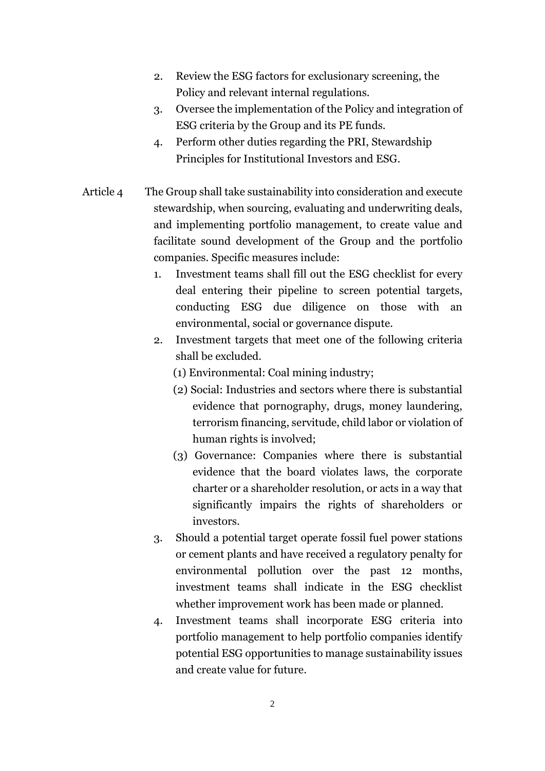2. Review the ESG factors for exclusionary screening, the Policy and relevant internal regulations.
3. Oversee the implementation of the Policy and integration of ESG criteria by the Group and its PE funds.
4. Perform other duties regarding the PRI, Stewardship Principles for Institutional Investors and ESG.

Article 4 The Group shall take sustainability into consideration and execute stewardship, when sourcing, evaluating and underwriting deals, and implementing portfolio management, to create value and facilitate sound development of the Group and the portfolio companies. Specific measures include:

1. Investment teams shall fill out the ESG checklist for every deal entering their pipeline to screen potential targets, conducting ESG due diligence on those with an environmental, social or governance dispute.
2. Investment targets that meet one of the following criteria shall be excluded.
   (1) Environmental: Coal mining industry;
   (2) Social: Industries and sectors where there is substantial evidence that pornography, drugs, money laundering, terrorism financing, servitude, child labor or violation of human rights is involved;
   (3) Governance: Companies where there is substantial evidence that the board violates laws, the corporate charter or a shareholder resolution, or acts in a way that significantly impairs the rights of shareholders or investors.
3. Should a potential target operate fossil fuel power stations or cement plants and have received a regulatory penalty for environmental pollution over the past 12 months, investment teams shall indicate in the ESG checklist whether improvement work has been made or planned.
4. Investment teams shall incorporate ESG criteria into portfolio management to help portfolio companies identify potential ESG opportunities to manage sustainability issues and create value for future.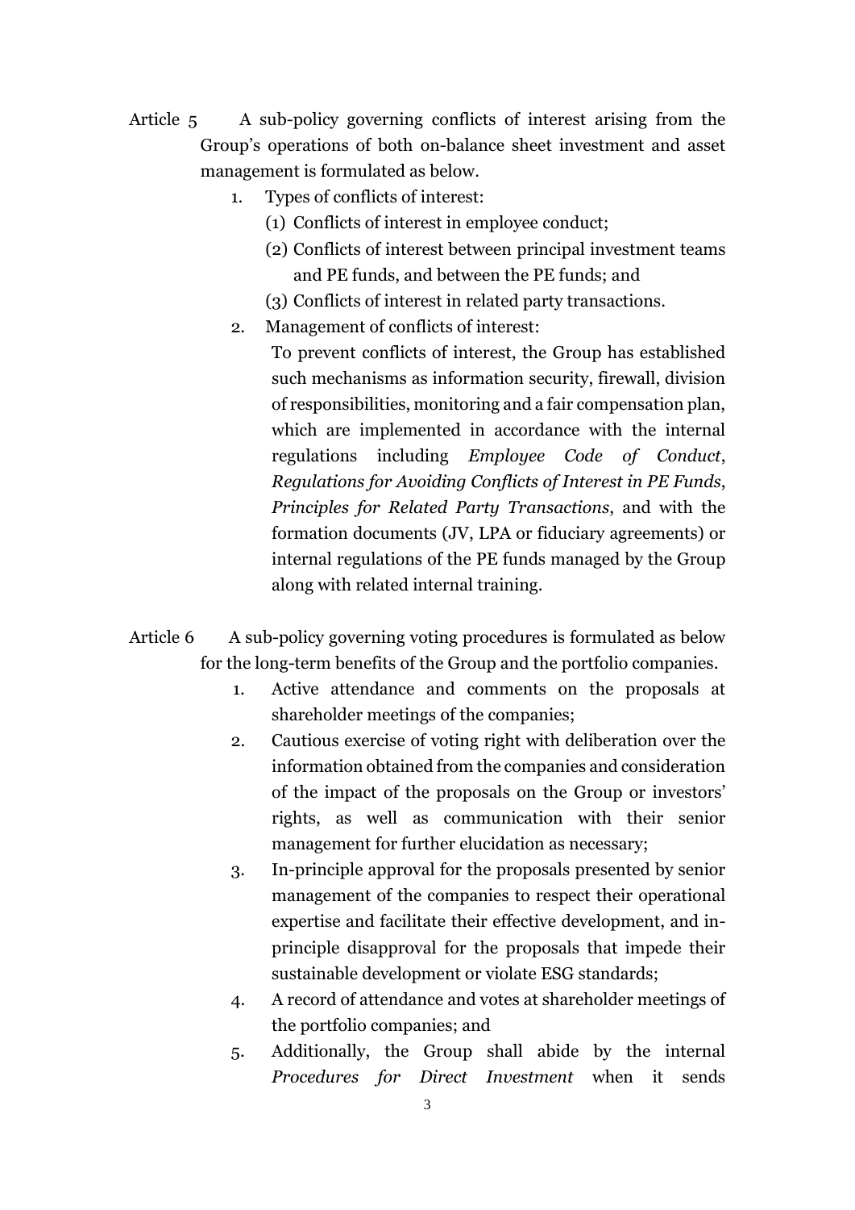Article 5 A sub-policy governing conflicts of interest arising from the Group's operations of both on-balance sheet investment and asset management is formulated as below.

1. Types of conflicts of interest:
   (1) Conflicts of interest in employee conduct;
   (2) Conflicts of interest between principal investment teams and PE funds, and between the PE funds; and
   (3) Conflicts of interest in related party transactions.
2. Management of conflicts of interest:
   To prevent conflicts of interest, the Group has established such mechanisms as information security, firewall, division of responsibilities, monitoring and a fair compensation plan, which are implemented in accordance with the internal regulations including *Employee Code of Conduct*, *Regulations for Avoiding Conflicts of Interest in PE Funds*, *Principles for Related Party Transactions*, and with the formation documents (JV, LPA or fiduciary agreements) or internal regulations of the PE funds managed by the Group along with related internal training.

Article 6 A sub-policy governing voting procedures is formulated as below for the long-term benefits of the Group and the portfolio companies.

1. Active attendance and comments on the proposals at shareholder meetings of the companies;
2. Cautious exercise of voting right with deliberation over the information obtained from the companies and consideration of the impact of the proposals on the Group or investors' rights, as well as communication with their senior management for further elucidation as necessary;
3. In-principle approval for the proposals presented by senior management of the companies to respect their operational expertise and facilitate their effective development, and in-principle disapproval for the proposals that impede their sustainable development or violate ESG standards;
4. A record of attendance and votes at shareholder meetings of the portfolio companies; and
5. Additionally, the Group shall abide by the internal *Procedures for Direct Investment* when it sends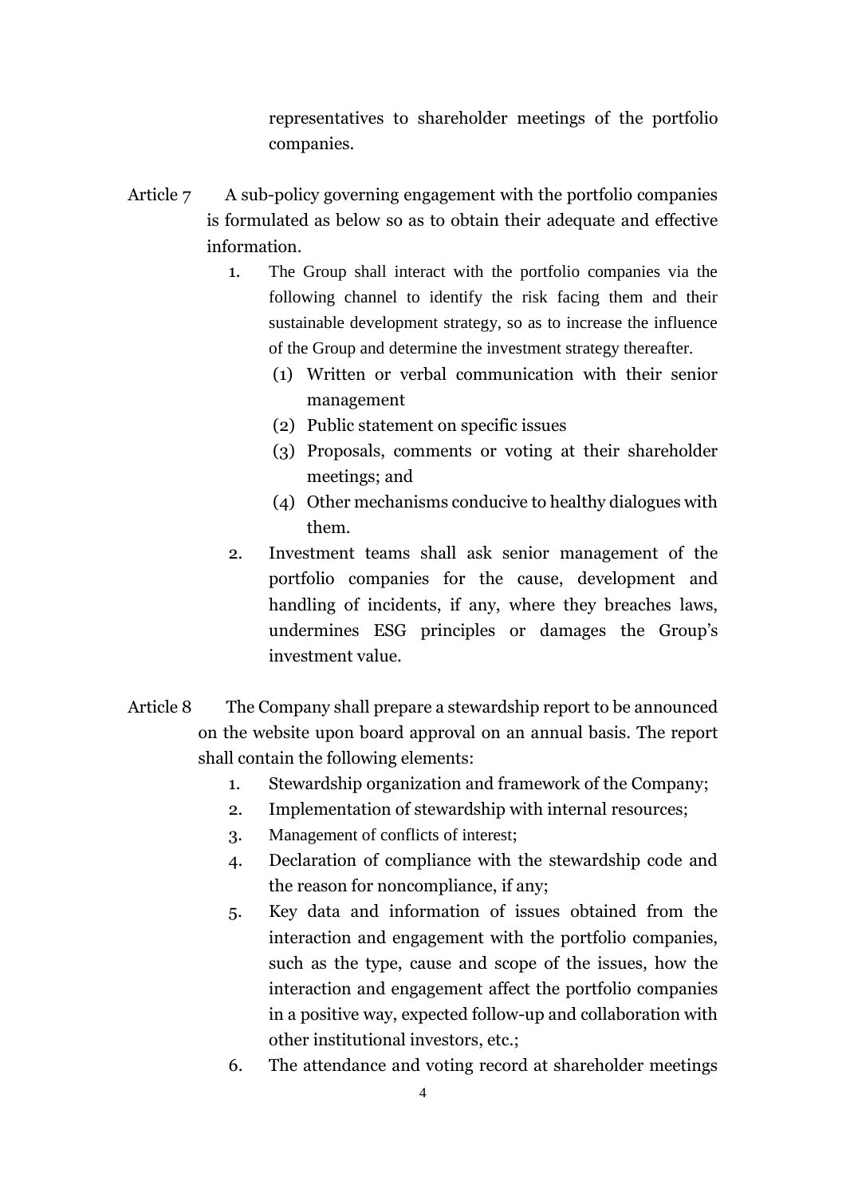representatives to shareholder meetings of the portfolio companies.

Article 7 A sub-policy governing engagement with the portfolio companies is formulated as below so as to obtain their adequate and effective information.

1. The Group shall interact with the portfolio companies via the following channel to identify the risk facing them and their sustainable development strategy, so as to increase the influence of the Group and determine the investment strategy thereafter.
   (1) Written or verbal communication with their senior management
   (2) Public statement on specific issues
   (3) Proposals, comments or voting at their shareholder meetings; and
   (4) Other mechanisms conducive to healthy dialogues with them.
2. Investment teams shall ask senior management of the portfolio companies for the cause, development and handling of incidents, if any, where they breaches laws, undermines ESG principles or damages the Group's investment value.

Article 8 The Company shall prepare a stewardship report to be announced on the website upon board approval on an annual basis. The report shall contain the following elements:

1. Stewardship organization and framework of the Company;
2. Implementation of stewardship with internal resources;
3. Management of conflicts of interest;
4. Declaration of compliance with the stewardship code and the reason for noncompliance, if any;
5. Key data and information of issues obtained from the interaction and engagement with the portfolio companies, such as the type, cause and scope of the issues, how the interaction and engagement affect the portfolio companies in a positive way, expected follow-up and collaboration with other institutional investors, etc.;
6. The attendance and voting record at shareholder meetings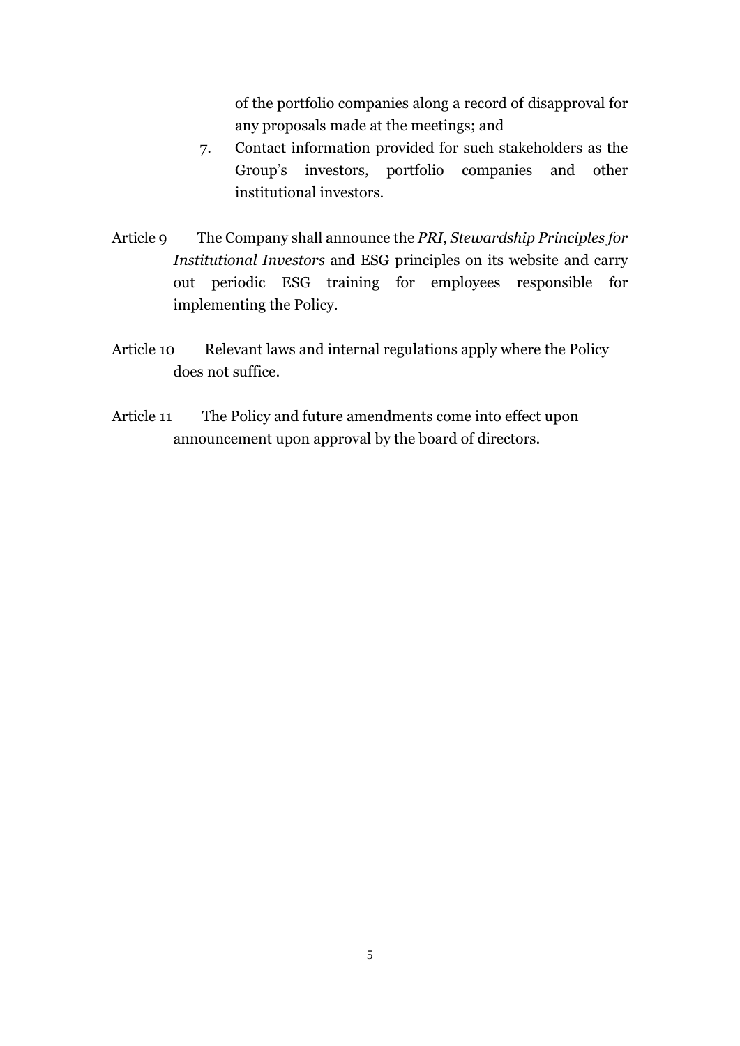of the portfolio companies along a record of disapproval for any proposals made at the meetings; and

7. Contact information provided for such stakeholders as the Group's investors, portfolio companies and other institutional investors.

Article 9 The Company shall announce the *PRI*, *Stewardship Principles for Institutional Investors* and ESG principles on its website and carry out periodic ESG training for employees responsible for implementing the Policy.

Article 10 Relevant laws and internal regulations apply where the Policy does not suffice.

Article 11 The Policy and future amendments come into effect upon announcement upon approval by the board of directors.